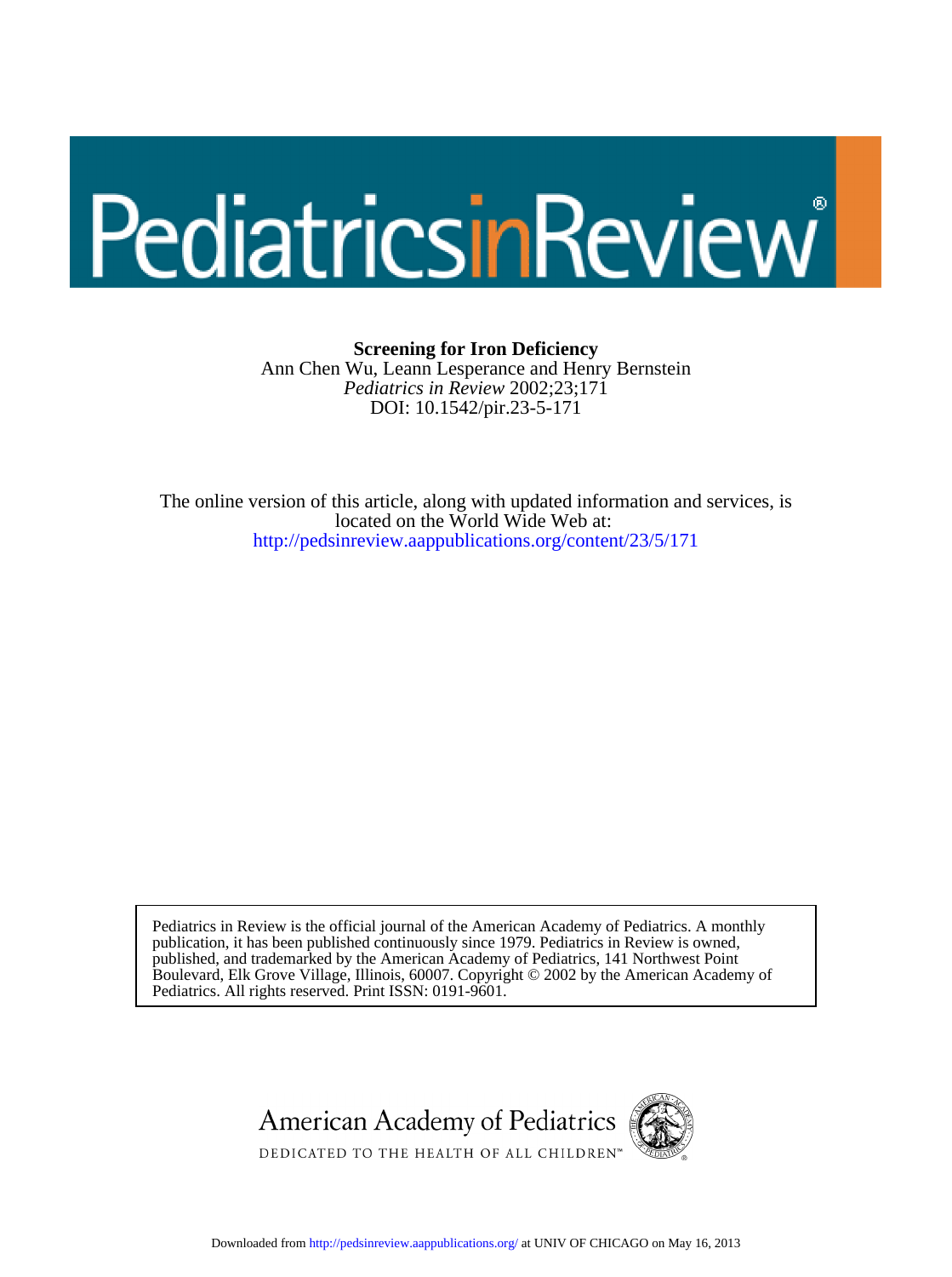# Pediatrics in Review

**Screening for Iron Deficiency**

Ann Chen Wu, Leann Lesperance and Henry Bernstein

*Pediatrics in Review* 2002;23;171

DOI: 10.1542/pir.23-5-171

The online version of this article, along with updated information and services, is located on the World Wide Web at:

http://pedsinreview.aappublications.org/content/23/5/171

Pediatrics in Review is the official journal of the American Academy of Pediatrics. A monthly publication, it has been published continuously since 1979. Pediatrics in Review is owned, published, and trademarked by the American Academy of Pediatrics, 141 Northwest Point Boulevard, Elk Grove Village, Illinois, 60007. Copyright © 2002 by the American Academy of Pediatrics. All rights reserved. Print ISSN: 0191-9601.

American Academy of Pediatrics

DEDICATED TO THE HEALTH OF ALL CHILDREN™

Downloaded from http://pedsinreview.aappublications.org/ at UNIV OF CHICAGO on May 16, 2013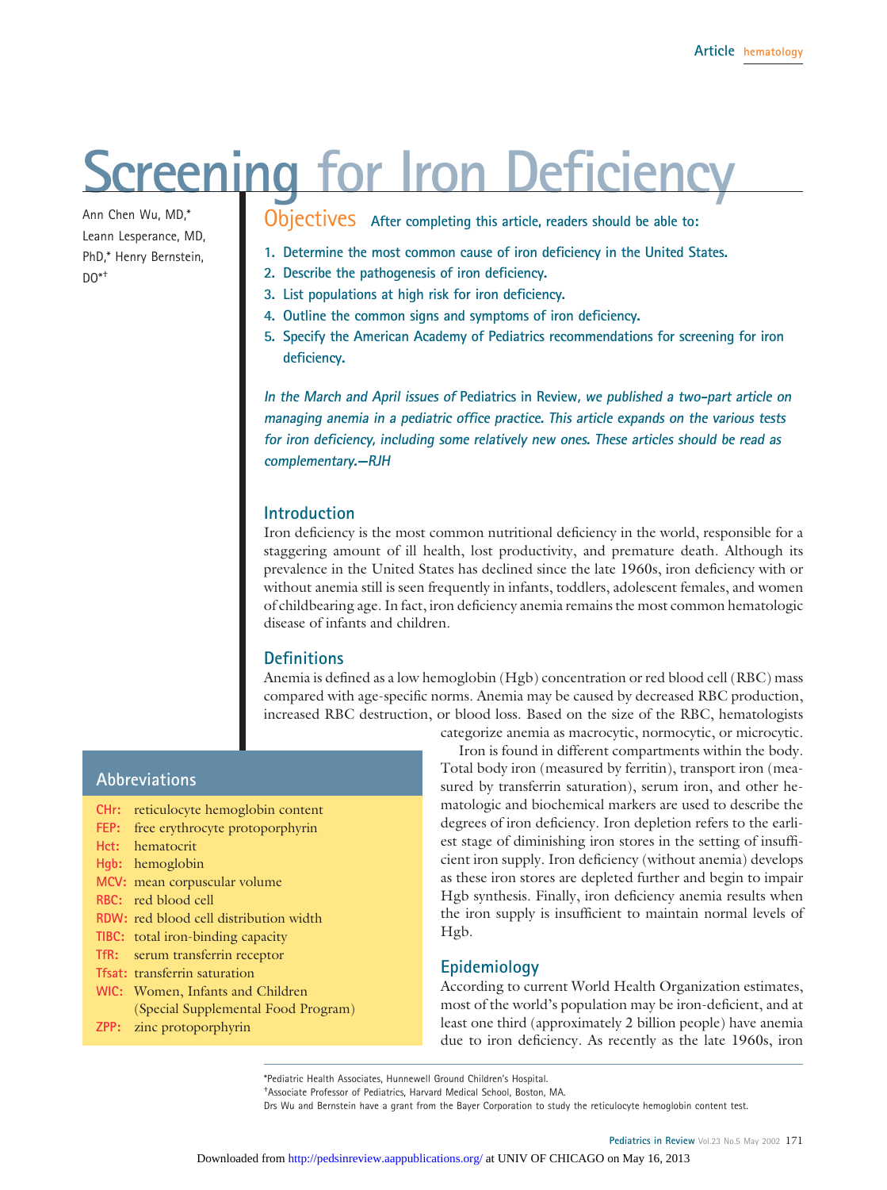# Screening for Iron Deficiency

Ann Chen Wu, MD,* Leann Lesperance, MD, PhD,* Henry Bernstein, DO*[†]

## Objectives After completing this article, readers should be able to:

1. Determine the most common cause of iron deficiency in the United States.
2. Describe the pathogenesis of iron deficiency.
3. List populations at high risk for iron deficiency.
4. Outline the common signs and symptoms of iron deficiency.
5. Specify the American Academy of Pediatrics recommendations for screening for iron deficiency.

*In the March and April issues of* Pediatrics in Review*, we published a two-part article on managing anemia in a pediatric office practice. This article expands on the various tests for iron deficiency, including some relatively new ones. These articles should be read as complementary.—RJH*

## Introduction

Iron deficiency is the most common nutritional deficiency in the world, responsible for a staggering amount of ill health, lost productivity, and premature death. Although its prevalence in the United States has declined since the late 1960s, iron deficiency with or without anemia still is seen frequently in infants, toddlers, adolescent females, and women of childbearing age. In fact, iron deficiency anemia remains the most common hematologic disease of infants and children.

## Definitions

Anemia is defined as a low hemoglobin (Hgb) concentration or red blood cell (RBC) mass compared with age-specific norms. Anemia may be caused by decreased RBC production, increased RBC destruction, or blood loss. Based on the size of the RBC, hematologists categorize anemia as macrocytic, normocytic, or microcytic.

Iron is found in different compartments within the body. Total body iron (measured by ferritin), transport iron (measured by transferrin saturation), serum iron, and other hematologic and biochemical markers are used to describe the degrees of iron deficiency. Iron depletion refers to the earliest stage of diminishing iron stores in the setting of insufficient iron supply. Iron deficiency (without anemia) develops as these iron stores are depleted further and begin to impair Hgb synthesis. Finally, iron deficiency anemia results when the iron supply is insufficient to maintain normal levels of Hgb.

## Epidemiology

According to current World Health Organization estimates, most of the world's population may be iron-deficient, and at least one third (approximately 2 billion people) have anemia due to iron deficiency. As recently as the late 1960s, iron

### Abbreviations

- **CHr:** reticulocyte hemoglobin content
- **FEP:** free erythrocyte protoporphyrin
- **Hct:** hematocrit
- **Hgb:** hemoglobin
- **MCV:** mean corpuscular volume
- **RBC:** red blood cell
- **RDW:** red blood cell distribution width
- **TIBC:** total iron-binding capacity
- **TfR:** serum transferrin receptor
- **Tfsat:** transferrin saturation
- **WIC:** Women, Infants and Children (Special Supplemental Food Program)
- **ZPP:** zinc protoporphyrin

*Pediatric Health Associates, Hunnewell Ground Children's Hospital.
[†]Associate Professor of Pediatrics, Harvard Medical School, Boston, MA.
Drs Wu and Bernstein have a grant from the Bayer Corporation to study the reticulocyte hemoglobin content test.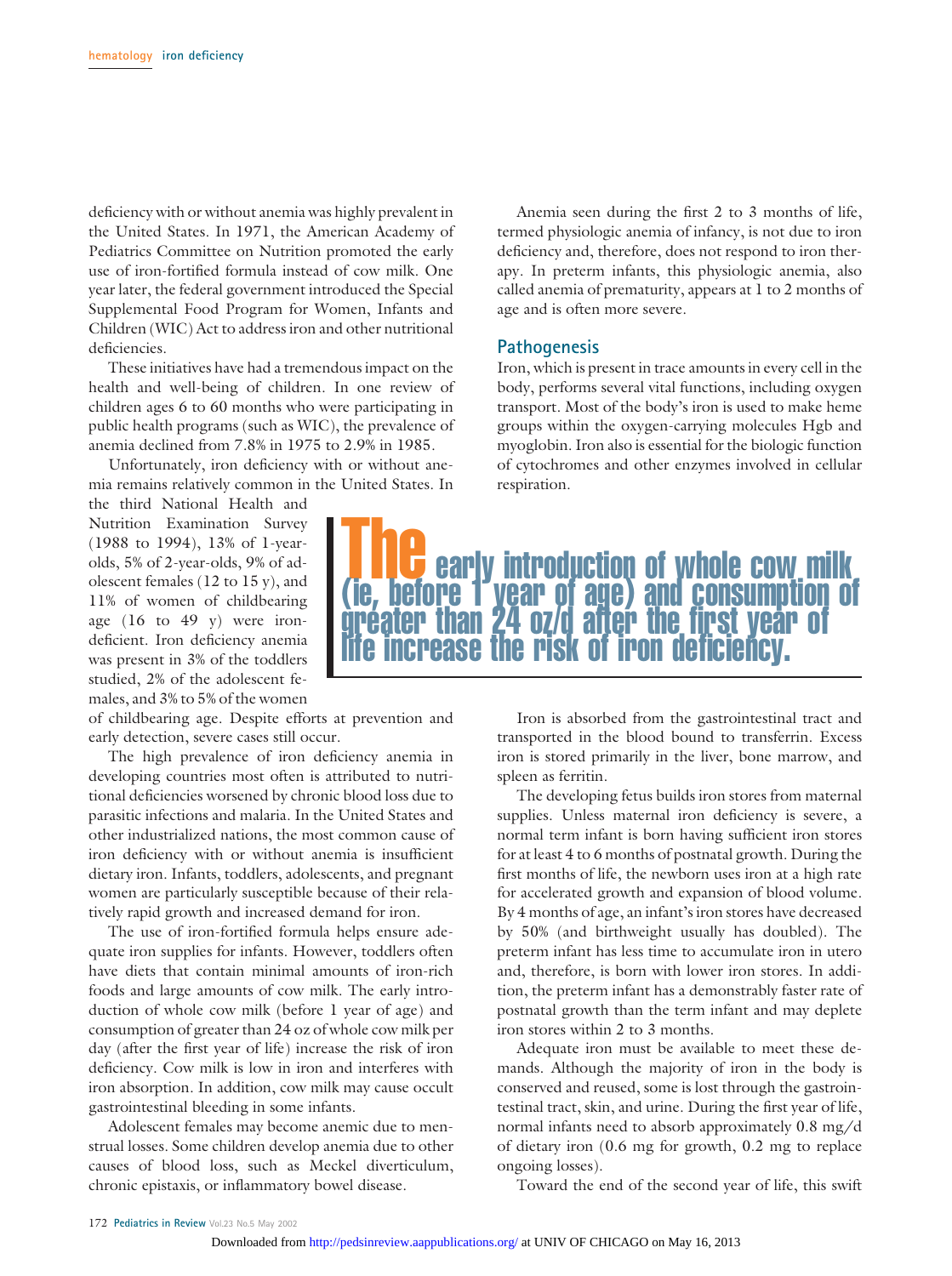deficiency with or without anemia was highly prevalent in the United States. In 1971, the American Academy of Pediatrics Committee on Nutrition promoted the early use of iron-fortified formula instead of cow milk. One year later, the federal government introduced the Special Supplemental Food Program for Women, Infants and Children (WIC) Act to address iron and other nutritional deficiencies.

These initiatives have had a tremendous impact on the health and well-being of children. In one review of children ages 6 to 60 months who were participating in public health programs (such as WIC), the prevalence of anemia declined from 7.8% in 1975 to 2.9% in 1985.

Unfortunately, iron deficiency with or without anemia remains relatively common in the United States. In the third National Health and Nutrition Examination Survey (1988 to 1994), 13% of 1-year-olds, 5% of 2-year-olds, 9% of adolescent females (12 to 15 y), and 11% of women of childbearing age (16 to 49 y) were iron-deficient. Iron deficiency anemia was present in 3% of the toddlers studied, 2% of the adolescent females, and 3% to 5% of the women of childbearing age. Despite efforts at prevention and early detection, severe cases still occur.

The high prevalence of iron deficiency anemia in developing countries most often is attributed to nutritional deficiencies worsened by chronic blood loss due to parasitic infections and malaria. In the United States and other industrialized nations, the most common cause of iron deficiency with or without anemia is insufficient dietary iron. Infants, toddlers, adolescents, and pregnant women are particularly susceptible because of their relatively rapid growth and increased demand for iron.

The use of iron-fortified formula helps ensure adequate iron supplies for infants. However, toddlers often have diets that contain minimal amounts of iron-rich foods and large amounts of cow milk. The early introduction of whole cow milk (before 1 year of age) and consumption of greater than 24 oz of whole cow milk per day (after the first year of life) increase the risk of iron deficiency. Cow milk is low in iron and interferes with iron absorption. In addition, cow milk may cause occult gastrointestinal bleeding in some infants.

Adolescent females may become anemic due to menstrual losses. Some children develop anemia due to other causes of blood loss, such as Meckel diverticulum, chronic epistaxis, or inflammatory bowel disease.

Anemia seen during the first 2 to 3 months of life, termed physiologic anemia of infancy, is not due to iron deficiency and, therefore, does not respond to iron therapy. In preterm infants, this physiologic anemia, also called anemia of prematurity, appears at 1 to 2 months of age and is often more severe.

## Pathogenesis

Iron, which is present in trace amounts in every cell in the body, performs several vital functions, including oxygen transport. Most of the body's iron is used to make heme groups within the oxygen-carrying molecules Hgb and myoglobin. Iron also is essential for the biologic function of cytochromes and other enzymes involved in cellular respiration.

> **The early introduction of whole cow milk (ie, before 1 year of age) and consumption of greater than 24 oz/d after the first year of life increase the risk of iron deficiency.**

Iron is absorbed from the gastrointestinal tract and transported in the blood bound to transferrin. Excess iron is stored primarily in the liver, bone marrow, and spleen as ferritin.

The developing fetus builds iron stores from maternal supplies. Unless maternal iron deficiency is severe, a normal term infant is born having sufficient iron stores for at least 4 to 6 months of postnatal growth. During the first months of life, the newborn uses iron at a high rate for accelerated growth and expansion of blood volume. By 4 months of age, an infant's iron stores have decreased by 50% (and birthweight usually has doubled). The preterm infant has less time to accumulate iron in utero and, therefore, is born with lower iron stores. In addition, the preterm infant has a demonstrably faster rate of postnatal growth than the term infant and may deplete iron stores within 2 to 3 months.

Adequate iron must be available to meet these demands. Although the majority of iron in the body is conserved and reused, some is lost through the gastrointestinal tract, skin, and urine. During the first year of life, normal infants need to absorb approximately 0.8 mg/d of dietary iron (0.6 mg for growth, 0.2 mg to replace ongoing losses).

Toward the end of the second year of life, this swift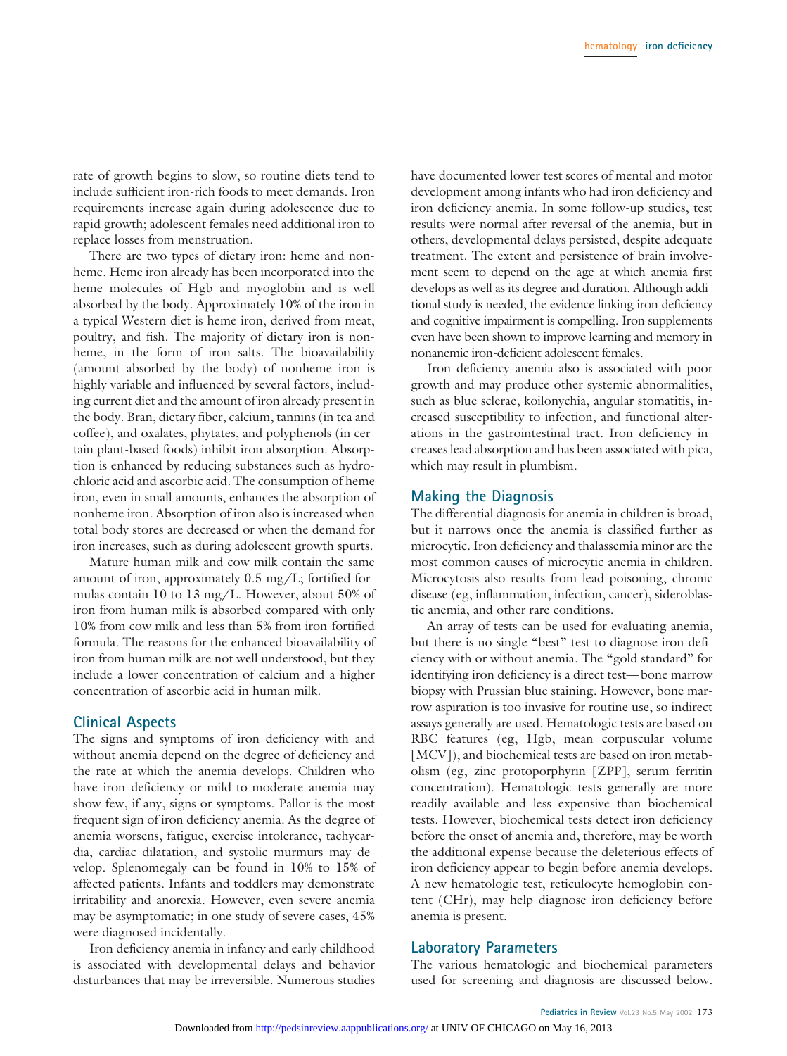rate of growth begins to slow, so routine diets tend to include sufficient iron-rich foods to meet demands. Iron requirements increase again during adolescence due to rapid growth; adolescent females need additional iron to replace losses from menstruation.

There are two types of dietary iron: heme and nonheme. Heme iron already has been incorporated into the heme molecules of Hgb and myoglobin and is well absorbed by the body. Approximately 10% of the iron in a typical Western diet is heme iron, derived from meat, poultry, and fish. The majority of dietary iron is nonheme, in the form of iron salts. The bioavailability (amount absorbed by the body) of nonheme iron is highly variable and influenced by several factors, including current diet and the amount of iron already present in the body. Bran, dietary fiber, calcium, tannins (in tea and coffee), and oxalates, phytates, and polyphenols (in certain plant-based foods) inhibit iron absorption. Absorption is enhanced by reducing substances such as hydrochloric acid and ascorbic acid. The consumption of heme iron, even in small amounts, enhances the absorption of nonheme iron. Absorption of iron also is increased when total body stores are decreased or when the demand for iron increases, such as during adolescent growth spurts.

Mature human milk and cow milk contain the same amount of iron, approximately 0.5 mg/L; fortified formulas contain 10 to 13 mg/L. However, about 50% of iron from human milk is absorbed compared with only 10% from cow milk and less than 5% from iron-fortified formula. The reasons for the enhanced bioavailability of iron from human milk are not well understood, but they include a lower concentration of calcium and a higher concentration of ascorbic acid in human milk.

## Clinical Aspects

The signs and symptoms of iron deficiency with and without anemia depend on the degree of deficiency and the rate at which the anemia develops. Children who have iron deficiency or mild-to-moderate anemia may show few, if any, signs or symptoms. Pallor is the most frequent sign of iron deficiency anemia. As the degree of anemia worsens, fatigue, exercise intolerance, tachycardia, cardiac dilatation, and systolic murmurs may develop. Splenomegaly can be found in 10% to 15% of affected patients. Infants and toddlers may demonstrate irritability and anorexia. However, even severe anemia may be asymptomatic; in one study of severe cases, 45% were diagnosed incidentally.

Iron deficiency anemia in infancy and early childhood is associated with developmental delays and behavior disturbances that may be irreversible. Numerous studies have documented lower test scores of mental and motor development among infants who had iron deficiency and iron deficiency anemia. In some follow-up studies, test results were normal after reversal of the anemia, but in others, developmental delays persisted, despite adequate treatment. The extent and persistence of brain involvement seem to depend on the age at which anemia first develops as well as its degree and duration. Although additional study is needed, the evidence linking iron deficiency and cognitive impairment is compelling. Iron supplements even have been shown to improve learning and memory in nonanemic iron-deficient adolescent females.

Iron deficiency anemia also is associated with poor growth and may produce other systemic abnormalities, such as blue sclerae, koilonychia, angular stomatitis, increased susceptibility to infection, and functional alterations in the gastrointestinal tract. Iron deficiency increases lead absorption and has been associated with pica, which may result in plumbism.

## Making the Diagnosis

The differential diagnosis for anemia in children is broad, but it narrows once the anemia is classified further as microcytic. Iron deficiency and thalassemia minor are the most common causes of microcytic anemia in children. Microcytosis also results from lead poisoning, chronic disease (eg, inflammation, infection, cancer), sideroblastic anemia, and other rare conditions.

An array of tests can be used for evaluating anemia, but there is no single "best" test to diagnose iron deficiency with or without anemia. The "gold standard" for identifying iron deficiency is a direct test—bone marrow biopsy with Prussian blue staining. However, bone marrow aspiration is too invasive for routine use, so indirect assays generally are used. Hematologic tests are based on RBC features (eg, Hgb, mean corpuscular volume [MCV]), and biochemical tests are based on iron metabolism (eg, zinc protoporphyrin [ZPP], serum ferritin concentration). Hematologic tests generally are more readily available and less expensive than biochemical tests. However, biochemical tests detect iron deficiency before the onset of anemia and, therefore, may be worth the additional expense because the deleterious effects of iron deficiency appear to begin before anemia develops. A new hematologic test, reticulocyte hemoglobin content (CHr), may help diagnose iron deficiency before anemia is present.

## Laboratory Parameters

The various hematologic and biochemical parameters used for screening and diagnosis are discussed below.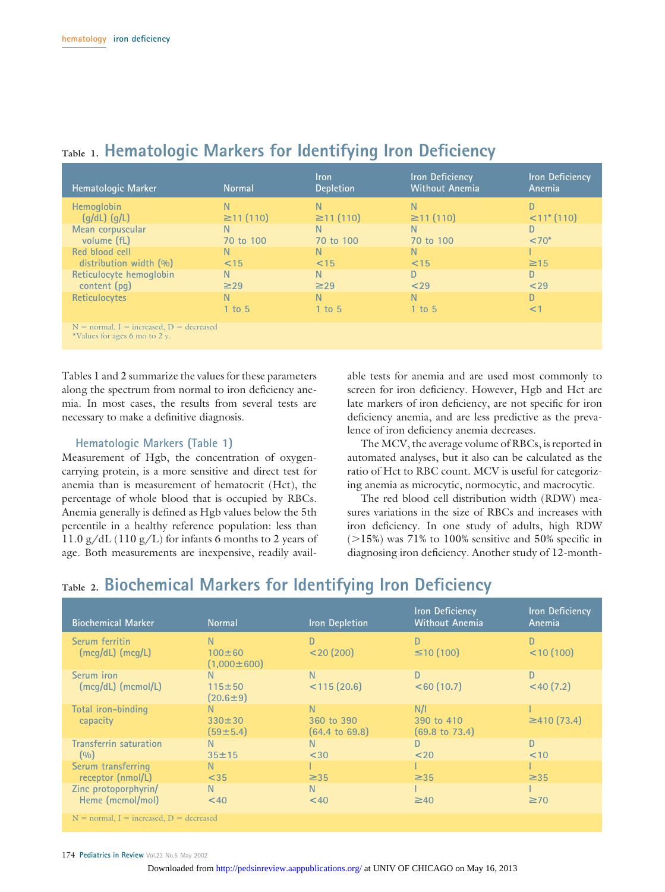**Table 1. Hematologic Markers for Identifying Iron Deficiency**

| Hematologic Marker | Normal | Iron Depletion | Iron Deficiency Without Anemia | Iron Deficiency Anemia |
|---|---|---|---|---|
| Hemoglobin (g/dL) (g/L) | N ≥11 (110) | N ≥11 (110) | N ≥11 (110) | D <11* (110) |
| Mean corpuscular volume (fL) | N 70 to 100 | N 70 to 100 | N 70 to 100 | D <70* |
| Red blood cell distribution width (%) | N <15 | N <15 | N <15 | I ≥15 |
| Reticulocyte hemoglobin content (pg) | N ≥29 | N ≥29 | D <29 | D <29 |
| Reticulocytes | N 1 to 5 | N 1 to 5 | N 1 to 5 | D <1 |

N = normal, I = increased, D = decreased
*Values for ages 6 mo to 2 y.

Tables 1 and 2 summarize the values for these parameters along the spectrum from normal to iron deficiency anemia. In most cases, the results from several tests are necessary to make a definitive diagnosis.

### Hematologic Markers (Table 1)

Measurement of Hgb, the concentration of oxygen-carrying protein, is a more sensitive and direct test for anemia than is measurement of hematocrit (Hct), the percentage of whole blood that is occupied by RBCs. Anemia generally is defined as Hgb values below the 5th percentile in a healthy reference population: less than 11.0 g/dL (110 g/L) for infants 6 months to 2 years of age. Both measurements are inexpensive, readily available tests for anemia and are used most commonly to screen for iron deficiency. However, Hgb and Hct are late markers of iron deficiency, are not specific for iron deficiency anemia, and are less predictive as the prevalence of iron deficiency anemia decreases.

The MCV, the average volume of RBCs, is reported in automated analyses, but it also can be calculated as the ratio of Hct to RBC count. MCV is useful for categorizing anemia as microcytic, normocytic, and macrocytic.

The red blood cell distribution width (RDW) measures variations in the size of RBCs and increases with iron deficiency. In one study of adults, high RDW (>15%) was 71% to 100% sensitive and 50% specific in diagnosing iron deficiency. Another study of 12-month-

**Table 2. Biochemical Markers for Identifying Iron Deficiency**

| Biochemical Marker | Normal | Iron Depletion | Iron Deficiency Without Anemia | Iron Deficiency Anemia |
|---|---|---|---|---|
| Serum ferritin (mcg/dL) (mcg/L) | N 100±60 (1,000±600) | D <20 (200) | D ≤10 (100) | D <10 (100) |
| Serum iron (mcg/dL) (mcmol/L) | N 115±50 (20.6±9) | N <115 (20.6) | D <60 (10.7) | D <40 (7.2) |
| Total iron-binding capacity | N 330±30 (59±5.4) | N 360 to 390 (64.4 to 69.8) | N/I 390 to 410 (69.8 to 73.4) | I ≥410 (73.4) |
| Transferrin saturation (%) | N 35±15 | N <30 | D <20 | D <10 |
| Serum transferring receptor (nmol/L) | N <35 | I ≥35 | I ≥35 | I ≥35 |
| Zinc protoporphyrin/Heme (mcmol/mol) | N <40 | N <40 | I ≥40 | I ≥70 |

N = normal, I = increased, D = decreased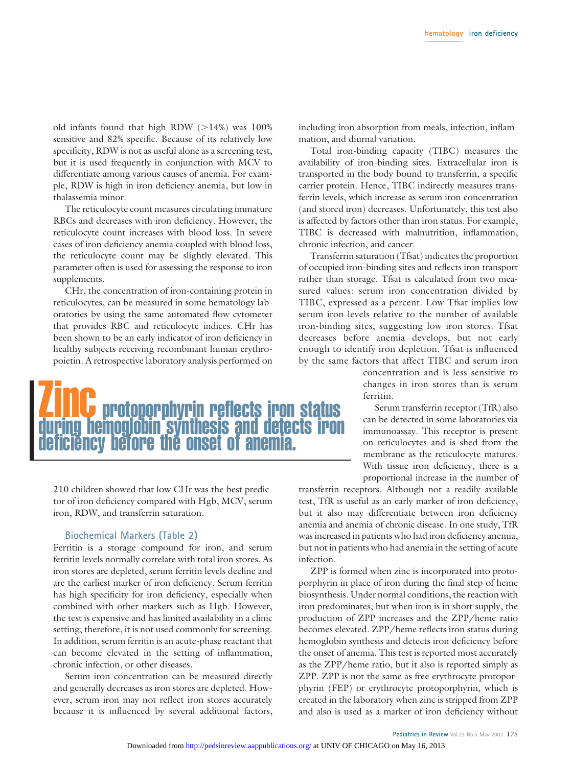old infants found that high RDW (>14%) was 100% sensitive and 82% specific. Because of its relatively low specificity, RDW is not as useful alone as a screening test, but it is used frequently in conjunction with MCV to differentiate among various causes of anemia. For example, RDW is high in iron deficiency anemia, but low in thalassemia minor.

The reticulocyte count measures circulating immature RBCs and decreases with iron deficiency. However, the reticulocyte count increases with blood loss. In severe cases of iron deficiency anemia coupled with blood loss, the reticulocyte count may be slightly elevated. This parameter often is used for assessing the response to iron supplements.

CHr, the concentration of iron-containing protein in reticulocytes, can be measured in some hematology laboratories by using the same automated flow cytometer that provides RBC and reticulocyte indices. CHr has been shown to be an early indicator of iron deficiency in healthy subjects receiving recombinant human erythropoietin. A retrospective laboratory analysis performed on 210 children showed that low CHr was the best predictor of iron deficiency compared with Hgb, MCV, serum iron, RDW, and transferrin saturation.

**Zinc protoporphyrin reflects iron status during hemoglobin synthesis and detects iron deficiency before the onset of anemia.**

### Biochemical Markers (Table 2)

Ferritin is a storage compound for iron, and serum ferritin levels normally correlate with total iron stores. As iron stores are depleted, serum ferritin levels decline and are the earliest marker of iron deficiency. Serum ferritin has high specificity for iron deficiency, especially when combined with other markers such as Hgb. However, the test is expensive and has limited availability in a clinic setting; therefore, it is not used commonly for screening. In addition, serum ferritin is an acute-phase reactant that can become elevated in the setting of inflammation, chronic infection, or other diseases.

Serum iron concentration can be measured directly and generally decreases as iron stores are depleted. However, serum iron may not reflect iron stores accurately because it is influenced by several additional factors, including iron absorption from meals, infection, inflammation, and diurnal variation.

Total iron-binding capacity (TIBC) measures the availability of iron-binding sites. Extracellular iron is transported in the body bound to transferrin, a specific carrier protein. Hence, TIBC indirectly measures transferrin levels, which increase as serum iron concentration (and stored iron) decreases. Unfortunately, this test also is affected by factors other than iron status. For example, TIBC is decreased with malnutrition, inflammation, chronic infection, and cancer.

Transferrin saturation (Tfsat) indicates the proportion of occupied iron-binding sites and reflects iron transport rather than storage. Tfsat is calculated from two measured values: serum iron concentration divided by TIBC, expressed as a percent. Low Tfsat implies low serum iron levels relative to the number of available iron-binding sites, suggesting low iron stores. Tfsat decreases before anemia develops, but not early enough to identify iron depletion. Tfsat is influenced by the same factors that affect TIBC and serum iron concentration and is less sensitive to changes in iron stores than is serum ferritin.

Serum transferrin receptor (TfR) also can be detected in some laboratories via immunoassay. This receptor is present on reticulocytes and is shed from the membrane as the reticulocyte matures. With tissue iron deficiency, there is a proportional increase in the number of transferrin receptors. Although not a readily available test, TfR is useful as an early marker of iron deficiency, but it also may differentiate between iron deficiency anemia and anemia of chronic disease. In one study, TfR was increased in patients who had iron deficiency anemia, but not in patients who had anemia in the setting of acute infection.

ZPP is formed when zinc is incorporated into protoporphyrin in place of iron during the final step of heme biosynthesis. Under normal conditions, the reaction with iron predominates, but when iron is in short supply, the production of ZPP increases and the ZPP/heme ratio becomes elevated. ZPP/heme reflects iron status during hemoglobin synthesis and detects iron deficiency before the onset of anemia. This test is reported most accurately as the ZPP/heme ratio, but it also is reported simply as ZPP. ZPP is not the same as free erythrocyte protoporphyrin (FEP) or erythrocyte protoporphyrin, which is created in the laboratory when zinc is stripped from ZPP and also is used as a marker of iron deficiency without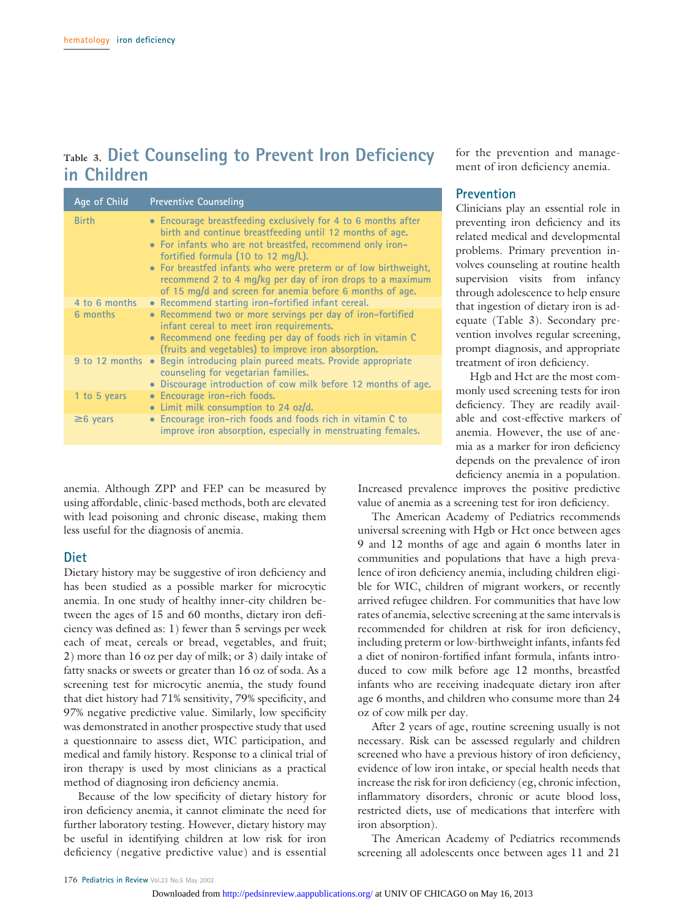**Table 3. Diet Counseling to Prevent Iron Deficiency in Children**

| Age of Child | Preventive Counseling |
|---|---|
| Birth | • Encourage breastfeeding exclusively for 4 to 6 months after birth and continue breastfeeding until 12 months of age.<br>• For infants who are not breastfed, recommend only iron-fortified formula (10 to 12 mg/L).<br>• For breastfed infants who were preterm or of low birthweight, recommend 2 to 4 mg/kg per day of iron drops to a maximum of 15 mg/d and screen for anemia before 6 months of age. |
| 4 to 6 months | • Recommend starting iron-fortified infant cereal. |
| 6 months | • Recommend two or more servings per day of iron-fortified infant cereal to meet iron requirements.<br>• Recommend one feeding per day of foods rich in vitamin C (fruits and vegetables) to improve iron absorption. |
| 9 to 12 months | • Begin introducing plain pureed meats. Provide appropriate counseling for vegetarian families.<br>• Discourage introduction of cow milk before 12 months of age. |
| 1 to 5 years | • Encourage iron-rich foods.<br>• Limit milk consumption to 24 oz/d. |
| ≥6 years | • Encourage iron-rich foods and foods rich in vitamin C to improve iron absorption, especially in menstruating females. |

anemia. Although ZPP and FEP can be measured by using affordable, clinic-based methods, both are elevated with lead poisoning and chronic disease, making them less useful for the diagnosis of anemia.

## Diet

Dietary history may be suggestive of iron deficiency and has been studied as a possible marker for microcytic anemia. In one study of healthy inner-city children between the ages of 15 and 60 months, dietary iron deficiency was defined as: 1) fewer than 5 servings per week each of meat, cereals or bread, vegetables, and fruit; 2) more than 16 oz per day of milk; or 3) daily intake of fatty snacks or sweets or greater than 16 oz of soda. As a screening test for microcytic anemia, the study found that diet history had 71% sensitivity, 79% specificity, and 97% negative predictive value. Similarly, low specificity was demonstrated in another prospective study that used a questionnaire to assess diet, WIC participation, and medical and family history. Response to a clinical trial of iron therapy is used by most clinicians as a practical method of diagnosing iron deficiency anemia.

Because of the low specificity of dietary history for iron deficiency anemia, it cannot eliminate the need for further laboratory testing. However, dietary history may be useful in identifying children at low risk for iron deficiency (negative predictive value) and is essential for the prevention and management of iron deficiency anemia.

## Prevention

Clinicians play an essential role in preventing iron deficiency and its related medical and developmental problems. Primary prevention involves counseling at routine health supervision visits from infancy through adolescence to help ensure that ingestion of dietary iron is adequate (Table 3). Secondary prevention involves regular screening, prompt diagnosis, and appropriate treatment of iron deficiency.

Hgb and Hct are the most commonly used screening tests for iron deficiency. They are readily available and cost-effective markers of anemia. However, the use of anemia as a marker for iron deficiency depends on the prevalence of iron deficiency anemia in a population. Increased prevalence improves the positive predictive value of anemia as a screening test for iron deficiency.

The American Academy of Pediatrics recommends universal screening with Hgb or Hct once between ages 9 and 12 months of age and again 6 months later in communities and populations that have a high prevalence of iron deficiency anemia, including children eligible for WIC, children of migrant workers, or recently arrived refugee children. For communities that have low rates of anemia, selective screening at the same intervals is recommended for children at risk for iron deficiency, including preterm or low-birthweight infants, infants fed a diet of noniron-fortified infant formula, infants introduced to cow milk before age 12 months, breastfed infants who are receiving inadequate dietary iron after age 6 months, and children who consume more than 24 oz of cow milk per day.

After 2 years of age, routine screening usually is not necessary. Risk can be assessed regularly and children screened who have a previous history of iron deficiency, evidence of low iron intake, or special health needs that increase the risk for iron deficiency (eg, chronic infection, inflammatory disorders, chronic or acute blood loss, restricted diets, use of medications that interfere with iron absorption).

The American Academy of Pediatrics recommends screening all adolescents once between ages 11 and 21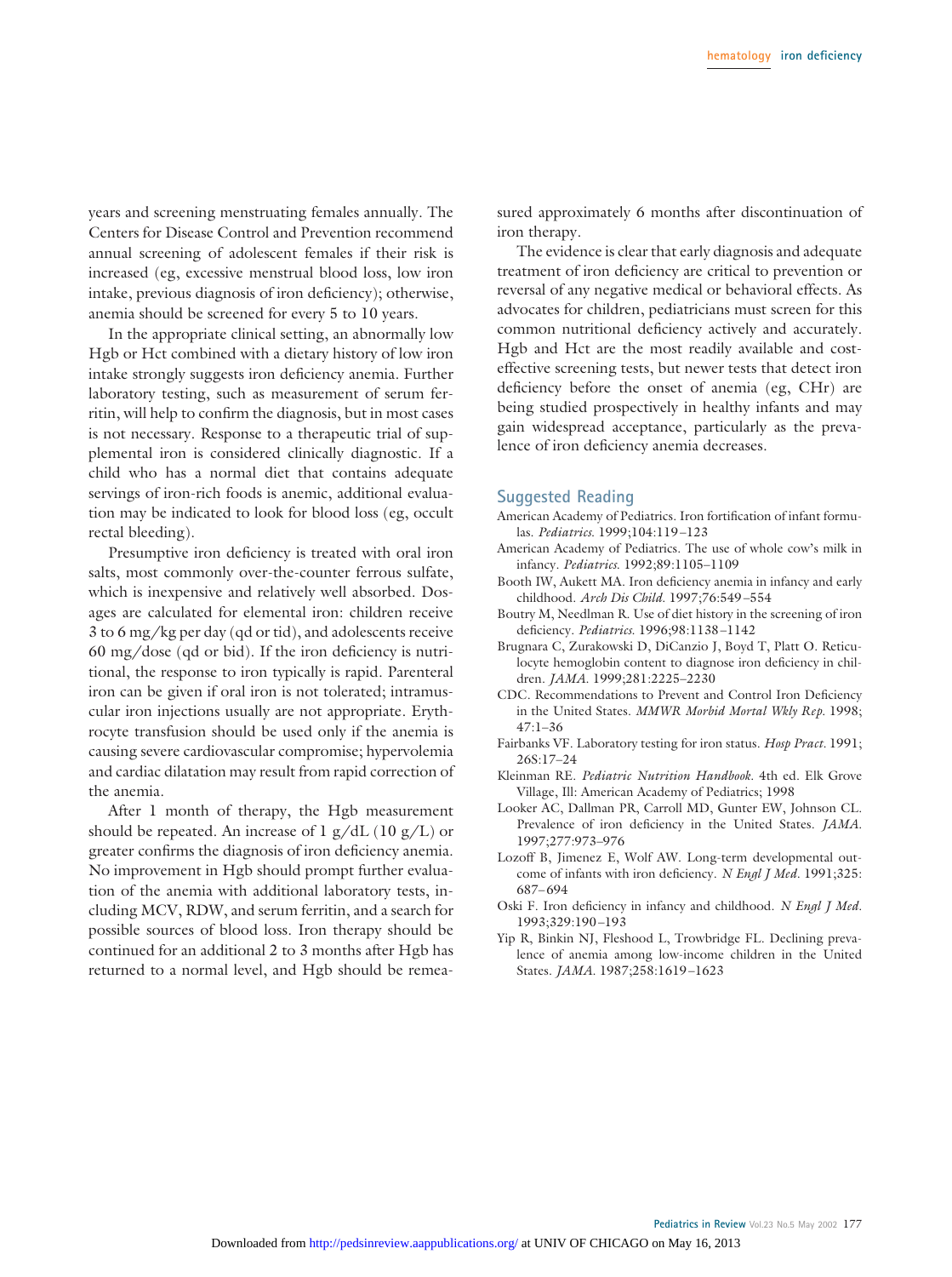years and screening menstruating females annually. The Centers for Disease Control and Prevention recommend annual screening of adolescent females if their risk is increased (eg, excessive menstrual blood loss, low iron intake, previous diagnosis of iron deficiency); otherwise, anemia should be screened for every 5 to 10 years.

In the appropriate clinical setting, an abnormally low Hgb or Hct combined with a dietary history of low iron intake strongly suggests iron deficiency anemia. Further laboratory testing, such as measurement of serum ferritin, will help to confirm the diagnosis, but in most cases is not necessary. Response to a therapeutic trial of supplemental iron is considered clinically diagnostic. If a child who has a normal diet that contains adequate servings of iron-rich foods is anemic, additional evaluation may be indicated to look for blood loss (eg, occult rectal bleeding).

Presumptive iron deficiency is treated with oral iron salts, most commonly over-the-counter ferrous sulfate, which is inexpensive and relatively well absorbed. Dosages are calculated for elemental iron: children receive 3 to 6 mg/kg per day (qd or tid), and adolescents receive 60 mg/dose (qd or bid). If the iron deficiency is nutritional, the response to iron typically is rapid. Parenteral iron can be given if oral iron is not tolerated; intramuscular iron injections usually are not appropriate. Erythrocyte transfusion should be used only if the anemia is causing severe cardiovascular compromise; hypervolemia and cardiac dilatation may result from rapid correction of the anemia.

After 1 month of therapy, the Hgb measurement should be repeated. An increase of 1 g/dL (10 g/L) or greater confirms the diagnosis of iron deficiency anemia. No improvement in Hgb should prompt further evaluation of the anemia with additional laboratory tests, including MCV, RDW, and serum ferritin, and a search for possible sources of blood loss. Iron therapy should be continued for an additional 2 to 3 months after Hgb has returned to a normal level, and Hgb should be remeasured approximately 6 months after discontinuation of iron therapy.

The evidence is clear that early diagnosis and adequate treatment of iron deficiency are critical to prevention or reversal of any negative medical or behavioral effects. As advocates for children, pediatricians must screen for this common nutritional deficiency actively and accurately. Hgb and Hct are the most readily available and cost-effective screening tests, but newer tests that detect iron deficiency before the onset of anemia (eg, CHr) are being studied prospectively in healthy infants and may gain widespread acceptance, particularly as the prevalence of iron deficiency anemia decreases.

## Suggested Reading

American Academy of Pediatrics. Iron fortification of infant formulas. *Pediatrics.* 1999;104:119–123

American Academy of Pediatrics. The use of whole cow's milk in infancy. *Pediatrics.* 1992;89:1105–1109

Booth IW, Aukett MA. Iron deficiency anemia in infancy and early childhood. *Arch Dis Child.* 1997;76:549–554

Boutry M, Needlman R. Use of diet history in the screening of iron deficiency. *Pediatrics.* 1996;98:1138–1142

Brugnara C, Zurakowski D, DiCanzio J, Boyd T, Platt O. Reticulocyte hemoglobin content to diagnose iron deficiency in children. *JAMA.* 1999;281:2225–2230

CDC. Recommendations to Prevent and Control Iron Deficiency in the United States. *MMWR Morbid Mortal Wkly Rep.* 1998; 47:1–36

Fairbanks VF. Laboratory testing for iron status. *Hosp Pract.* 1991; 26S:17–24

Kleinman RE. *Pediatric Nutrition Handbook.* 4th ed. Elk Grove Village, Ill: American Academy of Pediatrics; 1998

Looker AC, Dallman PR, Carroll MD, Gunter EW, Johnson CL. Prevalence of iron deficiency in the United States. *JAMA.* 1997;277:973–976

Lozoff B, Jimenez E, Wolf AW. Long-term developmental outcome of infants with iron deficiency. *N Engl J Med.* 1991;325: 687–694

Oski F. Iron deficiency in infancy and childhood. *N Engl J Med.* 1993;329:190–193

Yip R, Binkin NJ, Fleshood L, Trowbridge FL. Declining prevalence of anemia among low-income children in the United States. *JAMA.* 1987;258:1619–1623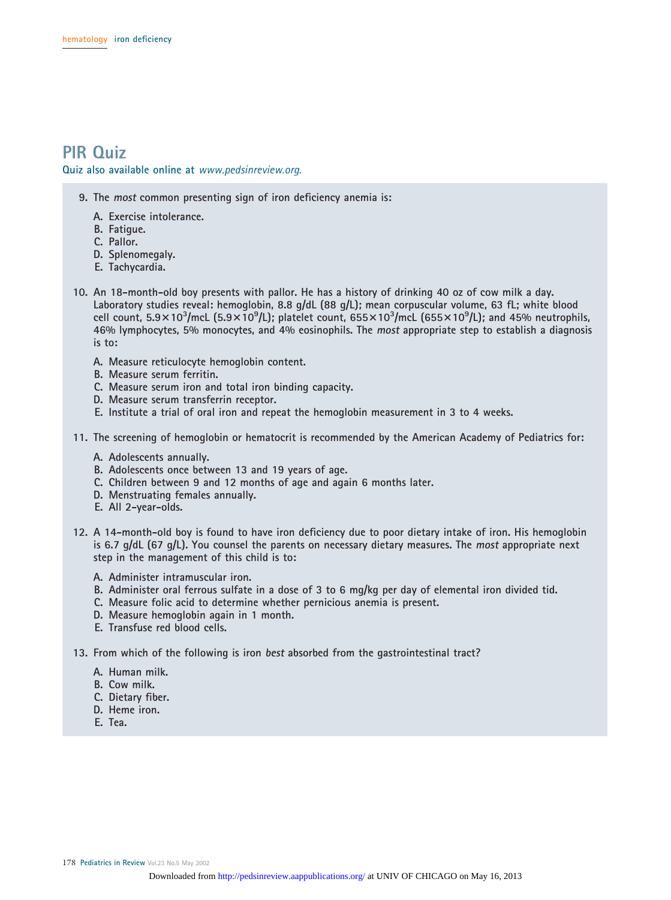# PIR Quiz

Quiz also available online at *www.pedsinreview.org.*

9. The *most* common presenting sign of iron deficiency anemia is:

   A. Exercise intolerance.
   B. Fatigue.
   C. Pallor.
   D. Splenomegaly.
   E. Tachycardia.

10. An 18-month-old boy presents with pallor. He has a history of drinking 40 oz of cow milk a day. Laboratory studies reveal: hemoglobin, 8.8 g/dL (88 g/L); mean corpuscular volume, 63 fL; white blood cell count, $5.9\times10^3$/mcL ($5.9\times10^9$/L); platelet count, $655\times10^3$/mcL ($655\times10^9$/L); and 45% neutrophils, 46% lymphocytes, 5% monocytes, and 4% eosinophils. The *most* appropriate step to establish a diagnosis is to:

    A. Measure reticulocyte hemoglobin content.
    B. Measure serum ferritin.
    C. Measure serum iron and total iron binding capacity.
    D. Measure serum transferrin receptor.
    E. Institute a trial of oral iron and repeat the hemoglobin measurement in 3 to 4 weeks.

11. The screening of hemoglobin or hematocrit is recommended by the American Academy of Pediatrics for:

    A. Adolescents annually.
    B. Adolescents once between 13 and 19 years of age.
    C. Children between 9 and 12 months of age and again 6 months later.
    D. Menstruating females annually.
    E. All 2-year-olds.

12. A 14-month-old boy is found to have iron deficiency due to poor dietary intake of iron. His hemoglobin is 6.7 g/dL (67 g/L). You counsel the parents on necessary dietary measures. The *most* appropriate next step in the management of this child is to:

    A. Administer intramuscular iron.
    B. Administer oral ferrous sulfate in a dose of 3 to 6 mg/kg per day of elemental iron divided tid.
    C. Measure folic acid to determine whether pernicious anemia is present.
    D. Measure hemoglobin again in 1 month.
    E. Transfuse red blood cells.

13. From which of the following is iron *best* absorbed from the gastrointestinal tract?

    A. Human milk.
    B. Cow milk.
    C. Dietary fiber.
    D. Heme iron.
    E. Tea.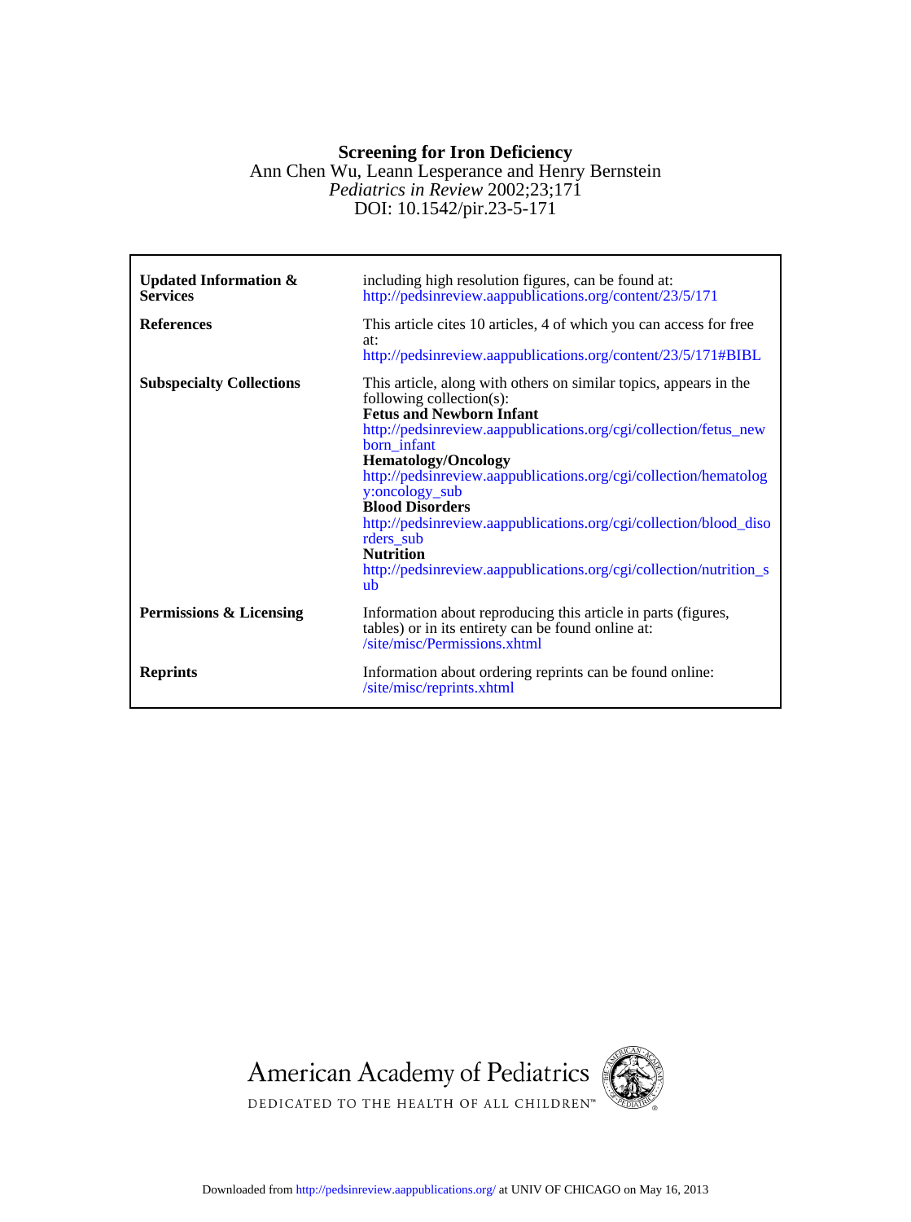# Screening for Iron Deficiency

Ann Chen Wu, Leann Lesperance and Henry Bernstein

*Pediatrics in Review* 2002;23;171

DOI: 10.1542/pir.23-5-171

| | |
|---|---|
| **Updated Information & Services** | including high resolution figures, can be found at: http://pedsinreview.aappublications.org/content/23/5/171 |
| **References** | This article cites 10 articles, 4 of which you can access for free at: http://pedsinreview.aappublications.org/content/23/5/171#BIBL |
| **Subspecialty Collections** | This article, along with others on similar topics, appears in the following collection(s): **Fetus and Newborn Infant** http://pedsinreview.aappublications.org/cgi/collection/fetus_newborn_infant **Hematology/Oncology** http://pedsinreview.aappublications.org/cgi/collection/hematology:oncology_sub **Blood Disorders** http://pedsinreview.aappublications.org/cgi/collection/blood_disorders_sub **Nutrition** http://pedsinreview.aappublications.org/cgi/collection/nutrition_sub |
| **Permissions & Licensing** | Information about reproducing this article in parts (figures, tables) or in its entirety can be found online at: /site/misc/Permissions.xhtml |
| **Reprints** | Information about ordering reprints can be found online: /site/misc/reprints.xhtml |

American Academy of Pediatrics

DEDICATED TO THE HEALTH OF ALL CHILDREN™

Downloaded from http://pedsinreview.aappublications.org/ at UNIV OF CHICAGO on May 16, 2013